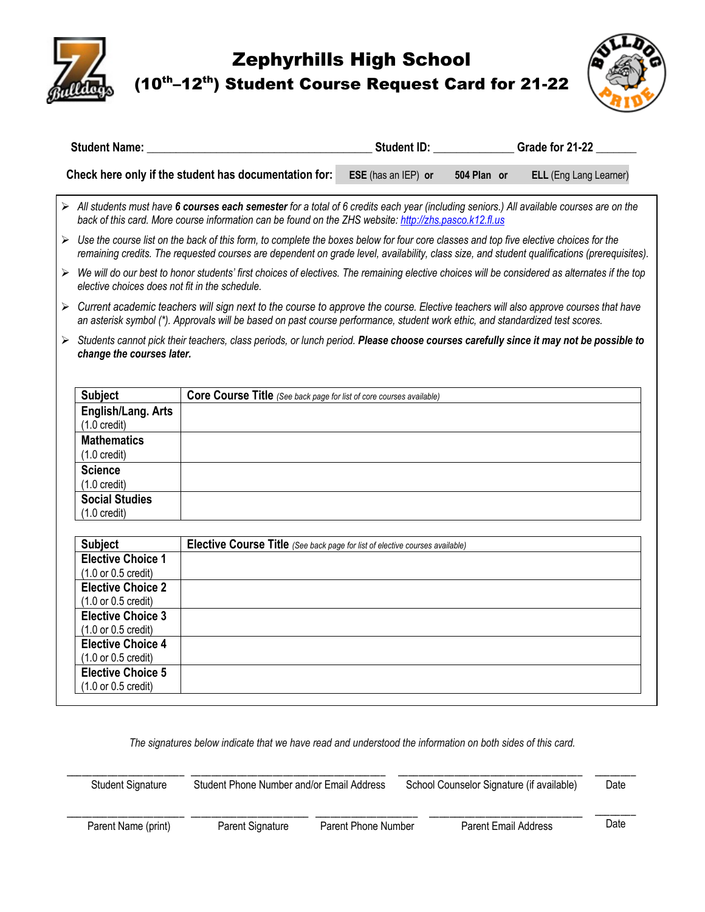# Zephyrhills High School

## (10th–12th) Student Course Request Card for 21-22

**Student Name:** ______________________________ **Student ID:** ____________ **Grade for 21-22** _______

**Check here only if the student has documentation for:** **ESE** (has an IEP) **or** **504 Plan** **or** **ELL** (Eng Lang Learner)

- *All students must have* ***6 courses each semester*** *for a total of 6 credits each year (including seniors.) All available courses are on the back of this card. More course information can be found on the ZHS website: [http://zhs.pasco.k12.fl.us](http://zhs.pasco.k12.fl.us)*
- *Use the course list on the back of this form, to complete the boxes below for four core classes and top five elective choices for the remaining credits. The requested courses are dependent on grade level, availability, class size, and student qualifications (prerequisites).*
- *We will do our best to honor students' first choices of electives. The remaining elective choices will be considered as alternates if the top elective choices does not fit in the schedule.*
- *Current academic teachers will sign next to the course to approve the course. Elective teachers will also approve courses that have an asterisk symbol (*). Approvals will be based on past course performance, student work ethic, and standardized test scores.*
- *Students cannot pick their teachers, class periods, or lunch period.* ***Please choose courses carefully since it may not be possible to change the courses later.***

| Subject | Core Course Title *(See back page for list of core courses available)* |
|---|---|
| **English/Lang. Arts** (1.0 credit) | |
| **Mathematics** (1.0 credit) | |
| **Science** (1.0 credit) | |
| **Social Studies** (1.0 credit) | |

| Subject | Elective Course Title *(See back page for list of elective courses available)* |
|---|---|
| **Elective Choice 1** (1.0 or 0.5 credit) | |
| **Elective Choice 2** (1.0 or 0.5 credit) | |
| **Elective Choice 3** (1.0 or 0.5 credit) | |
| **Elective Choice 4** (1.0 or 0.5 credit) | |
| **Elective Choice 5** (1.0 or 0.5 credit) | |

*The signatures below indicate that we have read and understood the information on both sides of this card.*

| _________________ | _________________ | _________________ | _______ |
|---|---|---|---|
| Student Signature | Student Phone Number and/or Email Address | School Counselor Signature (if available) | Date |

| _________________ | _________________ | _________________ | _________________ | _______ |
|---|---|---|---|---|
| Parent Name (print) | Parent Signature | Parent Phone Number | Parent Email Address | Date |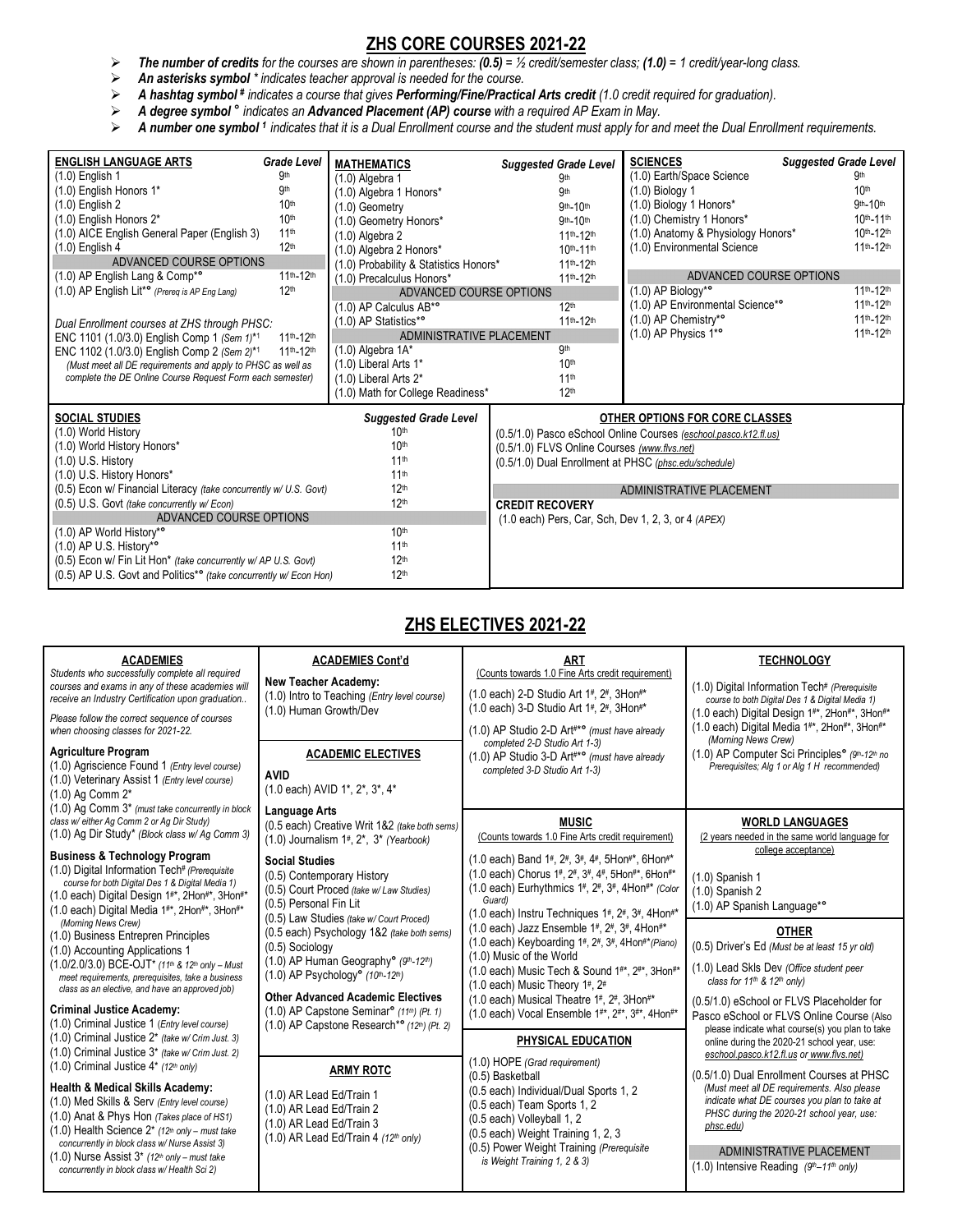# ZHS CORE COURSES 2021-22

- ***The number of credits** for the courses are shown in parentheses: **(0.5)** = ½ credit/semester class; **(1.0)** = 1 credit/year-long class.*
- ***An asterisks symbol** * indicates teacher approval is needed for the course.*
- ***A hashtag symbol #** indicates a course that gives **Performing/Fine/Practical Arts credit** (1.0 credit required for graduation).*
- ***A degree symbol °** indicates an **Advanced Placement (AP) course** with a required AP Exam in May.*
- ***A number one symbol ¹** indicates that it is a Dual Enrollment course and the student must apply for and meet the Dual Enrollment requirements.*

## ENGLISH LANGUAGE ARTS

| Course | Grade Level |
|---|---|
| (1.0) English 1 | 9th |
| (1.0) English Honors 1* | 9th |
| (1.0) English 2 | 10th |
| (1.0) English Honors 2* | 10th |
| (1.0) AICE English General Paper (English 3) | 11th |
| (1.0) English 4 | 12th |
| **ADVANCED COURSE OPTIONS** | |
| (1.0) AP English Lang & Comp*° | 11th-12th |
| (1.0) AP English Lit*° *(Prereq is AP Eng Lang)* | 12th |

*Dual Enrollment courses at ZHS through PHSC:*

| Course | Grade Level |
|---|---|
| ENC 1101 (1.0/3.0) English Comp 1 *(Sem 1)**¹ | 11th-12th |
| ENC 1102 (1.0/3.0) English Comp 2 *(Sem 2)**¹ | 11th-12th |

*(Must meet all DE requirements and apply to PHSC as well as complete the DE Online Course Request Form each semester)*

## MATHEMATICS

| Course | Suggested Grade Level |
|---|---|
| (1.0) Algebra 1 | 9th |
| (1.0) Algebra 1 Honors* | 9th |
| (1.0) Geometry | 9th-10th |
| (1.0) Geometry Honors* | 9th-10th |
| (1.0) Algebra 2 | 11th-12th |
| (1.0) Algebra 2 Honors* | 10th-11th |
| (1.0) Probability & Statistics Honors* | 11th-12th |
| (1.0) Precalculus Honors* | 11th-12th |
| **ADVANCED COURSE OPTIONS** | |
| (1.0) AP Calculus AB*° | 12th |
| (1.0) AP Statistics*° | 11th-12th |
| **ADMINISTRATIVE PLACEMENT** | |
| (1.0) Algebra 1A* | 9th |
| (1.0) Liberal Arts 1* | 10th |
| (1.0) Liberal Arts 2* | 11th |
| (1.0) Math for College Readiness* | 12th |

## SCIENCES

| Course | Suggested Grade Level |
|---|---|
| (1.0) Earth/Space Science | 9th |
| (1.0) Biology 1 | 10th |
| (1.0) Biology 1 Honors* | 9th-10th |
| (1.0) Chemistry 1 Honors* | 10th-11th |
| (1.0) Anatomy & Physiology Honors* | 10th-12th |
| (1.0) Environmental Science | 11th-12th |
| **ADVANCED COURSE OPTIONS** | |
| (1.0) AP Biology*° | 11th-12th |
| (1.0) AP Environmental Science*° | 11th-12th |
| (1.0) AP Chemistry*° | 11th-12th |
| (1.0) AP Physics 1*° | 11th-12th |

## SOCIAL STUDIES

| Course | Suggested Grade Level |
|---|---|
| (1.0) World History | 10th |
| (1.0) World History Honors* | 10th |
| (1.0) U.S. History | 11th |
| (1.0) U.S. History Honors* | 11th |
| (0.5) Econ w/ Financial Literacy *(take concurrently w/ U.S. Govt)* | 12th |
| (0.5) U.S. Govt *(take concurrently w/ Econ)* | 12th |
| **ADVANCED COURSE OPTIONS** | |
| (1.0) AP World History*° | 10th |
| (1.0) AP U.S. History*° | 11th |
| (0.5) Econ w/ Fin Lit Hon* *(take concurrently w/ AP U.S. Govt)* | 12th |
| (0.5) AP U.S. Govt and Politics*° *(take concurrently w/ Econ Hon)* | 12th |

## OTHER OPTIONS FOR CORE CLASSES

- (0.5/1.0) Pasco eSchool Online Courses *(eschool.pasco.k12.fl.us)*
- (0.5/1.0) FLVS Online Courses *(www.flvs.net)*
- (0.5/1.0) Dual Enrollment at PHSC *(phsc.edu/schedule)*

**ADMINISTRATIVE PLACEMENT**

**CREDIT RECOVERY**
(1.0 each) Pers, Car, Sch, Dev 1, 2, 3, or 4 *(APEX)*

# ZHS ELECTIVES 2021-22

## ACADEMIES

*Students who successfully complete all required courses and exams in any of these academies will receive an Industry Certification upon graduation..*

*Please follow the correct sequence of courses when choosing classes for 2021-22.*

**Agriculture Program**
- (1.0) Agriscience Found 1 *(Entry level course)*
- (1.0) Veterinary Assist 1 *(Entry level course)*
- (1.0) Ag Comm 2*
- (1.0) Ag Comm 3* *(must take concurrently in block class w/ either Ag Comm 2 or Ag Dir Study)*
- (1.0) Ag Dir Study* *(Block class w/ Ag Comm 3)*

**Business & Technology Program**
- (1.0) Digital Information Tech# *(Prerequisite course for both Digital Des 1 & Digital Media 1)*
- (1.0 each) Digital Design 1#*, 2Hon#*, 3Hon#*
- (1.0 each) Digital Media 1#*, 2Hon#*, 3Hon#* *(Morning News Crew)*
- (1.0) Business Entrepren Principles
- (1.0) Accounting Applications 1
- (1.0/2.0/3.0) BCE-OJT* *(11th & 12th only – Must meet requirements, prerequisites, take a business class as an elective, and have an approved job)*

**Criminal Justice Academy:**
- (1.0) Criminal Justice 1 *(Entry level course)*
- (1.0) Criminal Justice 2* *(take w/ Crim Just. 3)*
- (1.0) Criminal Justice 3* *(take w/ Crim Just. 2)*
- (1.0) Criminal Justice 4* *(12th only)*

**Health & Medical Skills Academy:**
- (1.0) Med Skills & Serv *(Entry level course)*
- (1.0) Anat & Phys Hon *(Takes place of HS1)*
- (1.0) Health Science 2* *(12th only – must take concurrently in block class w/ Nurse Assist 3)*
- (1.0) Nurse Assist 3* *(12th only – must take concurrently in block class w/ Health Sci 2)*

## ACADEMIES Cont'd

**New Teacher Academy:**
- (1.0) Intro to Teaching *(Entry level course)*
- (1.0) Human Growth/Dev

## ACADEMIC ELECTIVES

**AVID**
- (1.0 each) AVID 1*, 2*, 3*, 4*

**Language Arts**
- (0.5 each) Creative Writ 1&2 *(take both sems)*
- (1.0) Journalism 1#, 2*, 3* *(Yearbook)*

**Social Studies**
- (0.5) Contemporary History
- (0.5) Court Proced *(take w/ Law Studies)*
- (0.5) Personal Fin Lit
- (0.5) Law Studies *(take w/ Court Proced)*
- (0.5 each) Psychology 1&2 *(take both sems)*
- (0.5) Sociology
- (1.0) AP Human Geography° *(9th-12th)*
- (1.0) AP Psychology° *(10th-12th)*

**Other Advanced Academic Electives**
- (1.0) AP Capstone Seminar° *(11th) (Pt. 1)*
- (1.0) AP Capstone Research*° *(12th) (Pt. 2)*

## ARMY ROTC

- (1.0) AR Lead Ed/Train 1
- (1.0) AR Lead Ed/Train 2
- (1.0) AR Lead Ed/Train 3
- (1.0) AR Lead Ed/Train 4 *(12th only)*

## ART

(Counts towards 1.0 Fine Arts credit requirement)

- (1.0 each) 2-D Studio Art 1#, 2#, 3Hon#*
- (1.0 each) 3-D Studio Art 1#, 2#, 3Hon#*
- (1.0) AP Studio 2-D Art#*° *(must have already completed 2-D Studio Art 1-3)*
- (1.0) AP Studio 3-D Art#*° *(must have already completed 3-D Studio Art 1-3)*

## MUSIC

(Counts towards 1.0 Fine Arts credit requirement)

- (1.0 each) Band 1#, 2#, 3#, 4#, 5Hon#*, 6Hon#*
- (1.0 each) Chorus 1#, 2#, 3#, 4#, 5Hon#*, 6Hon#*
- (1.0 each) Eurhythmics 1#, 2#, 3#, 4Hon#* *(Color Guard)*
- (1.0 each) Instru Techniques 1#, 2#, 3#, 4Hon#*
- (1.0 each) Jazz Ensemble 1#, 2#, 3#, 4Hon#*
- (1.0 each) Keyboarding 1#, 2#, 3#, 4Hon#* *(Piano)*
- (1.0) Music of the World
- (1.0 each) Music Tech & Sound 1#*, 2#*, 3Hon#*
- (1.0 each) Music Theory 1#, 2#
- (1.0 each) Musical Theatre 1#, 2#, 3Hon#*
- (1.0 each) Vocal Ensemble 1#*, 2#*, 3#*, 4Hon#*

## PHYSICAL EDUCATION

- (1.0) HOPE *(Grad requirement)*
- (0.5) Basketball
- (0.5 each) Individual/Dual Sports 1, 2
- (0.5 each) Team Sports 1, 2
- (0.5 each) Volleyball 1, 2
- (0.5 each) Weight Training 1, 2, 3
- (0.5) Power Weight Training *(Prerequisite is Weight Training 1, 2 & 3)*

## TECHNOLOGY

- (1.0) Digital Information Tech# *(Prerequisite course for both Digital Des 1 & Digital Media 1)*
- (1.0 each) Digital Design 1#*, 2Hon#*, 3Hon#*
- (1.0 each) Digital Media 1#*, 2Hon#*, 3Hon#* *(Morning News Crew)*
- (1.0) AP Computer Sci Principles° *(9th-12th no Prerequisites; Alg 1 or Alg 1 H recommended)*

## WORLD LANGUAGES

(2 years needed in the same world language for college acceptance)

- (1.0) Spanish 1
- (1.0) Spanish 2
- (1.0) AP Spanish Language*°

## OTHER

- (0.5) Driver's Ed *(Must be at least 15 yr old)*
- (1.0) Lead Skls Dev *(Office student peer class for 11th & 12th only)*
- (0.5/1.0) eSchool or FLVS Placeholder for Pasco eSchool or FLVS Online Course (Also please indicate what course(s) you plan to take online during the 2020-21 school year, use: *eschool.pasco.k12.fl.us or www.flvs.net*)
- (0.5/1.0) Dual Enrollment Courses at PHSC *(Must meet all DE requirements. Also please indicate what DE courses you plan to take at PHSC during the 2020-21 school year, use: phsc.edu)*

**ADMINISTRATIVE PLACEMENT**
- (1.0) Intensive Reading *(9th–11th only)*